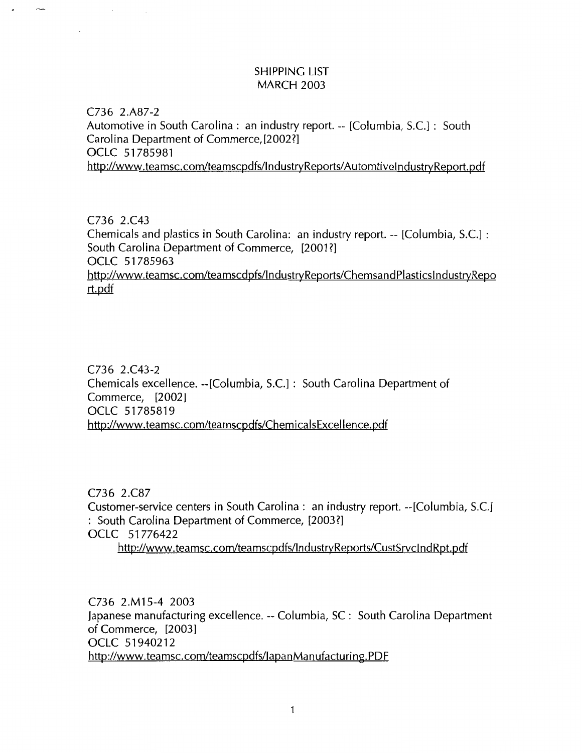# SHIPPING LIST
# MARCH 2003

C736 2.A87-2
Automotive in South Carolina : an industry report. -- [Columbia, S.C.] : South Carolina Department of Commerce,[2002?]
OCLC 51785981
http://www.teamsc.com/teamscpdfs/IndustryReports/AutomtiveIndustryReport.pdf

C736 2.C43
Chemicals and plastics in South Carolina: an industry report. -- [Columbia, S.C.] : South Carolina Department of Commerce, [2001?]
OCLC 51785963
http://www.teamsc.com/teamscdpfs/IndustryReports/ChemsandPlasticsIndustryReport.pdf

C736 2.C43-2
Chemicals excellence. --[Columbia, S.C.] : South Carolina Department of Commerce, [2002]
OCLC 51785819
http://www.teamsc.com/teamscpdfs/ChemicalsExcellence.pdf

C736 2.C87
Customer-service centers in South Carolina : an industry report. --[Columbia, S.C.] : South Carolina Department of Commerce, [2003?]
OCLC 51776422
http://www.teamsc.com/teamscpdfs/IndustryReports/CustSrvcIndRpt.pdf

C736 2.M15-4 2003
Japanese manufacturing excellence. -- Columbia, SC : South Carolina Department of Commerce, [2003]
OCLC 51940212
http://www.teamsc.com/teamscpdfs/JapanManufacturing.PDF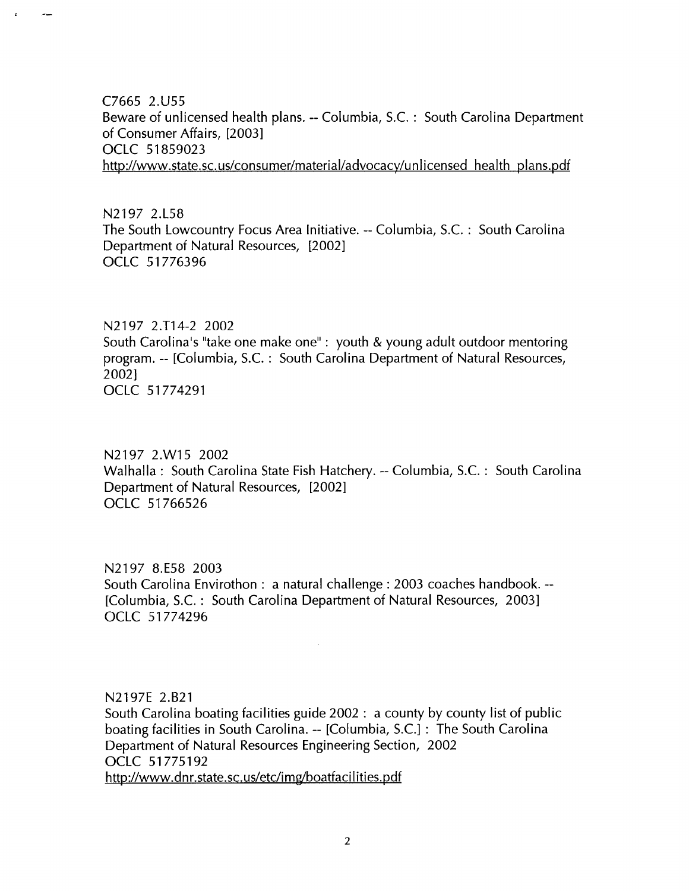C7665 2.U55
Beware of unlicensed health plans. -- Columbia, S.C. : South Carolina Department of Consumer Affairs, [2003]
OCLC 51859023
http://www.state.sc.us/consumer/material/advocacy/unlicensed_health_plans.pdf

N2197 2.L58
The South Lowcountry Focus Area Initiative. -- Columbia, S.C. : South Carolina Department of Natural Resources, [2002]
OCLC 51776396

N2197 2.T14-2 2002
South Carolina's "take one make one" : youth & young adult outdoor mentoring program. -- [Columbia, S.C. : South Carolina Department of Natural Resources, 2002]
OCLC 51774291

N2197 2.W15 2002
Walhalla : South Carolina State Fish Hatchery. -- Columbia, S.C. : South Carolina Department of Natural Resources, [2002]
OCLC 51766526

N2197 8.E58 2003
South Carolina Envirothon : a natural challenge : 2003 coaches handbook. -- [Columbia, S.C. : South Carolina Department of Natural Resources, 2003]
OCLC 51774296

N2197E 2.B21
South Carolina boating facilities guide 2002 : a county by county list of public boating facilities in South Carolina. -- [Columbia, S.C.] : The South Carolina Department of Natural Resources Engineering Section, 2002
OCLC 51775192
http://www.dnr.state.sc.us/etc/img/boatfacilities.pdf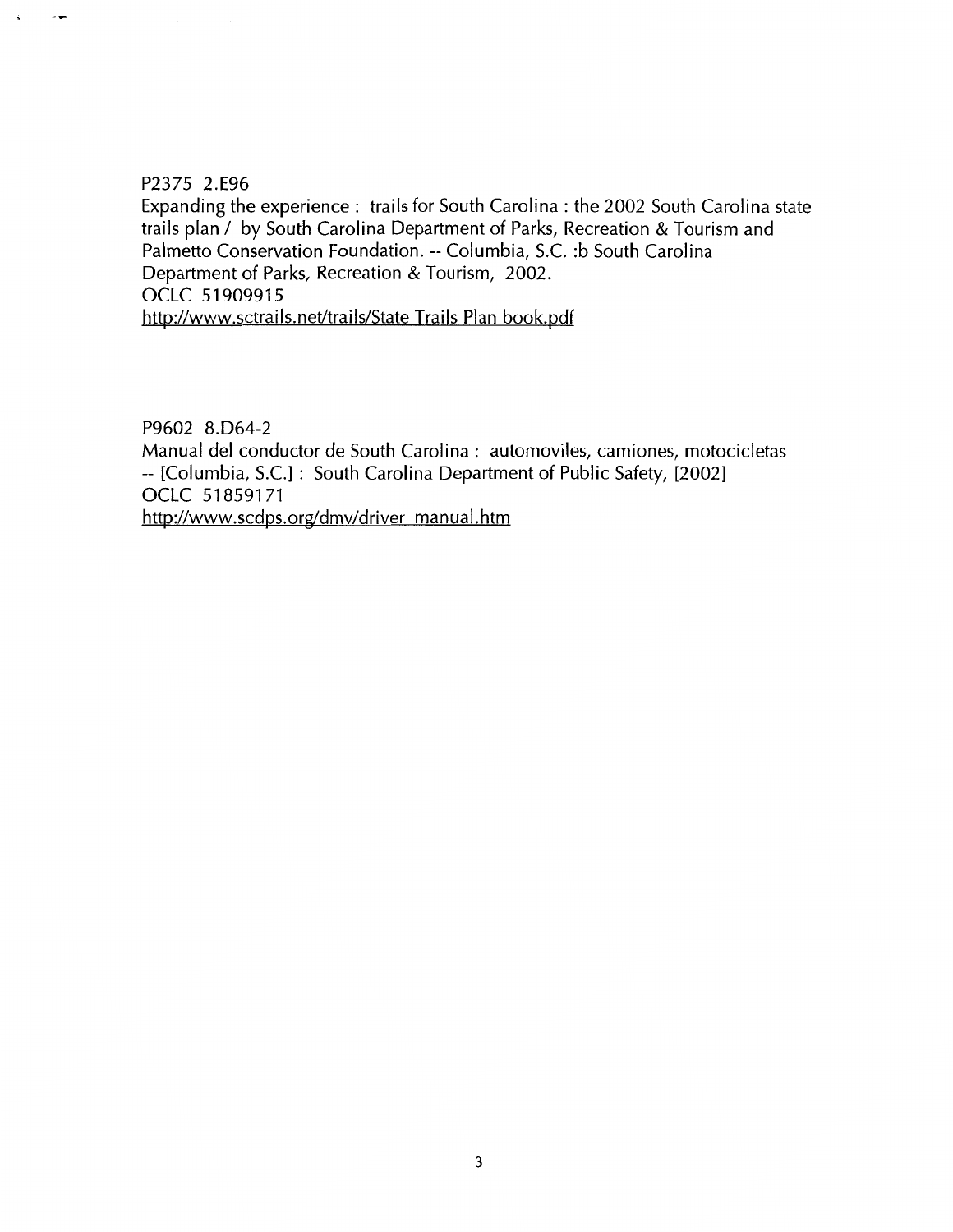P2375 2.E96
Expanding the experience : trails for South Carolina : the 2002 South Carolina state trails plan / by South Carolina Department of Parks, Recreation & Tourism and Palmetto Conservation Foundation. -- Columbia, S.C. :b South Carolina Department of Parks, Recreation & Tourism, 2002.
OCLC 51909915
http://www.sctrails.net/trails/State Trails Plan book.pdf

P9602 8.D64-2
Manual del conductor de South Carolina : automoviles, camiones, motocicletas -- [Columbia, S.C.] : South Carolina Department of Public Safety, [2002]
OCLC 51859171
http://www.scdps.org/dmv/driver_manual.htm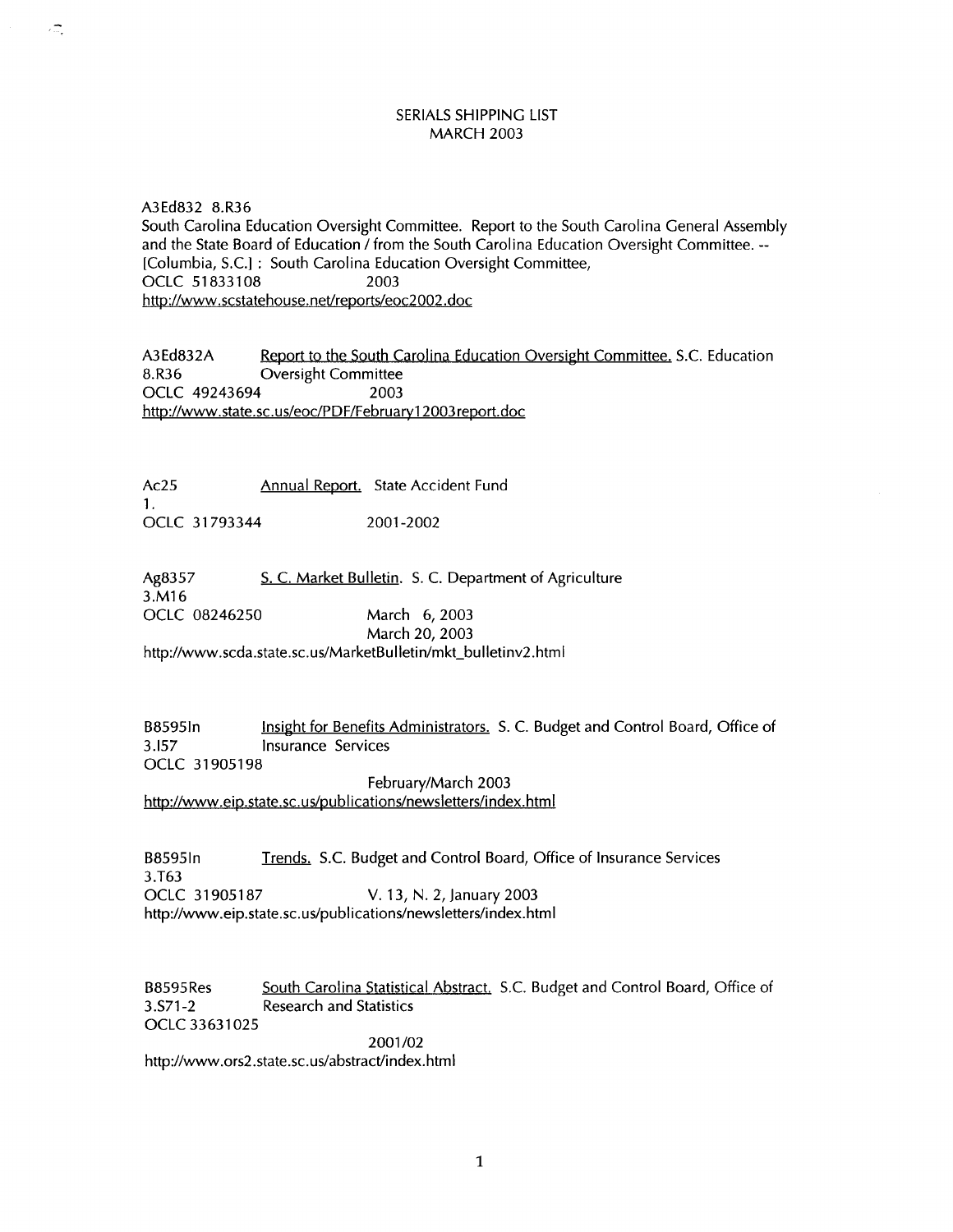# SERIALS SHIPPING LIST
## MARCH 2003

A3Ed832 8.R36
South Carolina Education Oversight Committee. Report to the South Carolina General Assembly and the State Board of Education / from the South Carolina Education Oversight Committee. -- [Columbia, S.C.] : South Carolina Education Oversight Committee,
OCLC 51833108 2003
http://www.scstatehouse.net/reports/eoc2002.doc

A3Ed832A 8.R36 Report to the South Carolina Education Oversight Committee. S.C. Education Oversight Committee
OCLC 49243694 2003
http://www.state.sc.us/eoc/PDF/February12003report.doc

Ac25 1. Annual Report. State Accident Fund
OCLC 31793344 2001-2002

Ag8357 3.M16 S. C. Market Bulletin. S. C. Department of Agriculture
OCLC 08246250 March 6, 2003
March 20, 2003
http://www.scda.state.sc.us/MarketBulletin/mkt_bulletinv2.html

B8595In 3.I57 Insight for Benefits Administrators. S. C. Budget and Control Board, Office of Insurance Services
OCLC 31905198
February/March 2003
http://www.eip.state.sc.us/publications/newsletters/index.html

B8595In 3.T63 Trends. S.C. Budget and Control Board, Office of Insurance Services
OCLC 31905187 V. 13, N. 2, January 2003
http://www.eip.state.sc.us/publications/newsletters/index.html

B8595Res 3.S71-2 South Carolina Statistical Abstract. S.C. Budget and Control Board, Office of Research and Statistics
OCLC 33631025
2001/02
http://www.ors2.state.sc.us/abstract/index.html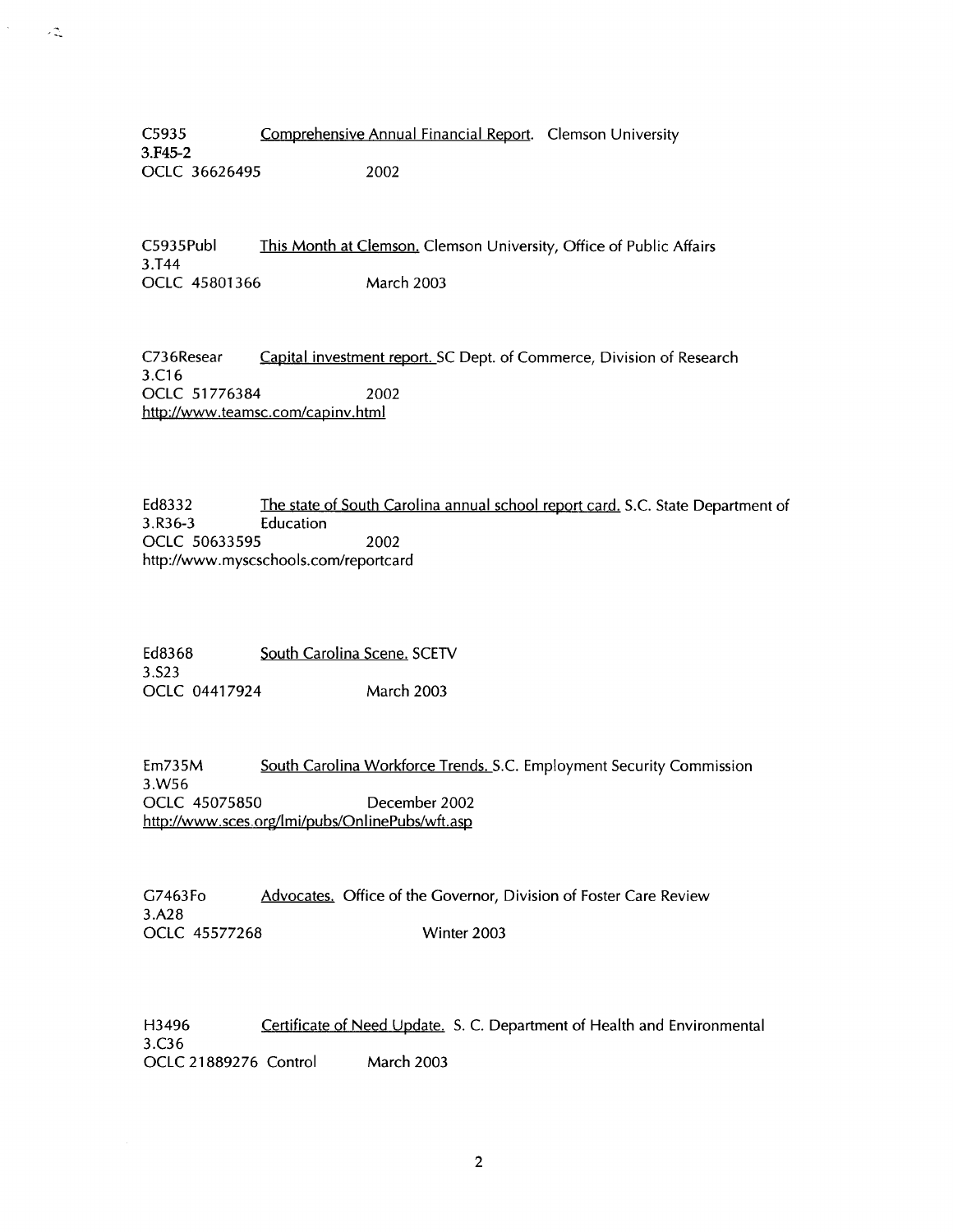C5935
3.F45-2
OCLC 36626495

Comprehensive Annual Financial Report. Clemson University
2002

C5935Publ
3.T44
OCLC 45801366

This Month at Clemson. Clemson University, Office of Public Affairs
March 2003

C736Resear
3.C16
OCLC 51776384

Capital investment report. SC Dept. of Commerce, Division of Research
2002
http://www.teamsc.com/capinv.html

Ed8332
3.R36-3
OCLC 50633595

The state of South Carolina annual school report card. S.C. State Department of Education
2002
http://www.myscschools.com/reportcard

Ed8368
3.S23
OCLC 04417924

South Carolina Scene. SCETV
March 2003

Em735M
3.W56
OCLC 45075850

South Carolina Workforce Trends. S.C. Employment Security Commission
December 2002
http://www.sces.org/lmi/pubs/OnlinePubs/wft.asp

G7463Fo
3.A28
OCLC 45577268

Advocates. Office of the Governor, Division of Foster Care Review
Winter 2003

H3496
3.C36
OCLC 21889276

Certificate of Need Update. S. C. Department of Health and Environmental Control
March 2003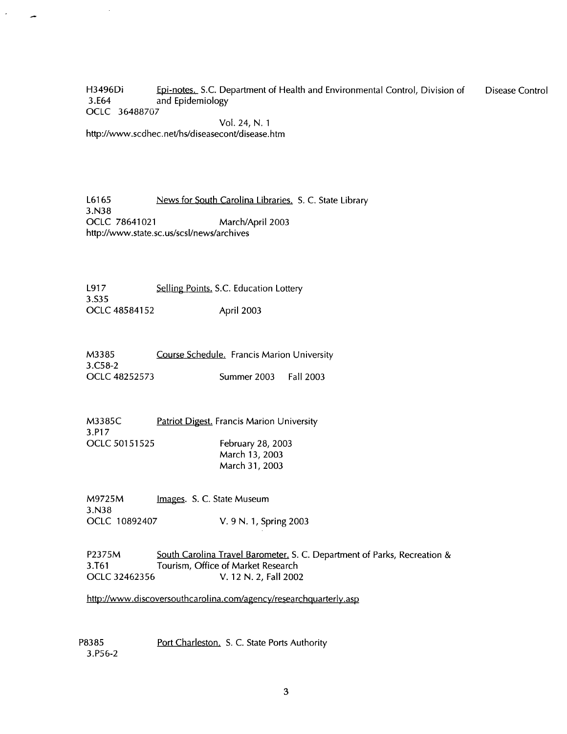H3496Di 3.E64 OCLC 36488707 — Epi-notes. S.C. Department of Health and Environmental Control, Division of Disease Control and Epidemiology

Vol. 24, N. 1

http://www.scdhec.net/hs/diseasecont/disease.htm

L6165 3.N38 OCLC 78641021 — News for South Carolina Libraries. S. C. State Library

March/April 2003

http://www.state.sc.us/scsl/news/archives

L917 3.S35 OCLC 48584152 — Selling Points. S.C. Education Lottery

April 2003

M3385 3.C58-2 OCLC 48252573 — Course Schedule. Francis Marion University

Summer 2003 Fall 2003

M3385C 3.P17 OCLC 50151525 — Patriot Digest. Francis Marion University

February 28, 2003
March 13, 2003
March 31, 2003

M9725M 3.N38 OCLC 10892407 — Images. S. C. State Museum

V. 9 N. 1, Spring 2003

P2375M 3.T61 OCLC 32462356 — South Carolina Travel Barometer. S. C. Department of Parks, Recreation & Tourism, Office of Market Research

V. 12 N. 2, Fall 2002

http://www.discoversouthcarolina.com/agency/researchquarterly.asp

P8385 3.P56-2 — Port Charleston. S. C. State Ports Authority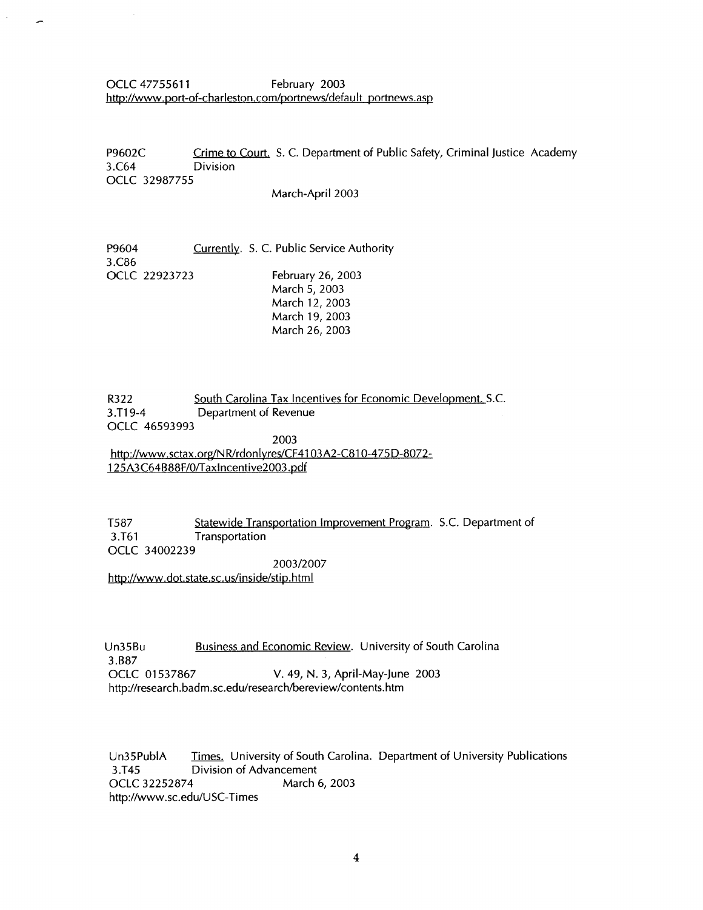OCLC 47755611  February 2003
http://www.port-of-charleston.com/portnews/default_portnews.asp

P9602C  Crime to Court. S. C. Department of Public Safety, Criminal Justice Academy
3.C64  Division
OCLC 32987755
March-April 2003

P9604  Currently. S. C. Public Service Authority
3.C86
OCLC 22923723
February 26, 2003
March 5, 2003
March 12, 2003
March 19, 2003
March 26, 2003

R322  South Carolina Tax Incentives for Economic Development. S.C.
3.T19-4  Department of Revenue
OCLC 46593993
2003
http://www.sctax.org/NR/rdonlyres/CF4103A2-C810-475D-8072-125A3C64B88F/0/TaxIncentive2003.pdf

T587  Statewide Transportation Improvement Program. S.C. Department of
3.T61  Transportation
OCLC 34002239
2003/2007
http://www.dot.state.sc.us/inside/stip.html

Un35Bu  Business and Economic Review. University of South Carolina
3.B87
OCLC 01537867  V. 49, N. 3, April-May-June 2003
http://research.badm.sc.edu/research/bereview/contents.htm

Un35PublA  Times. University of South Carolina. Department of University Publications
3.T45  Division of Advancement
OCLC 32252874  March 6, 2003
http://www.sc.edu/USC-Times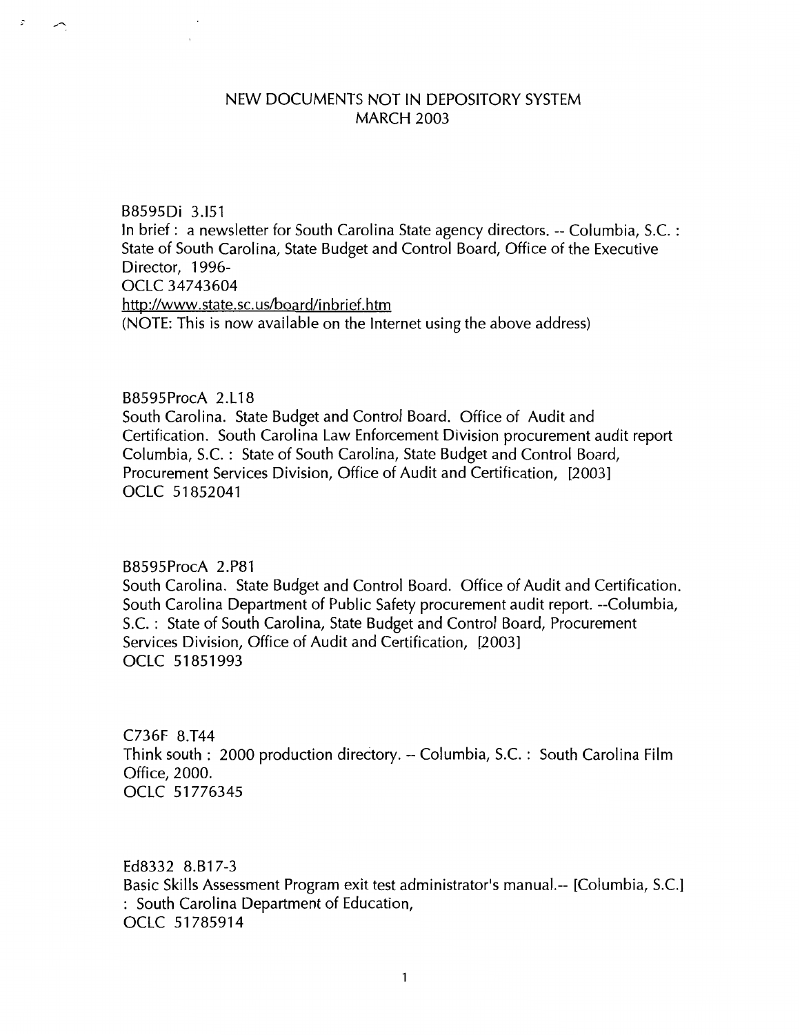# NEW DOCUMENTS NOT IN DEPOSITORY SYSTEM
## MARCH 2003

B8595Di 3.I51
In brief : a newsletter for South Carolina State agency directors. -- Columbia, S.C. : State of South Carolina, State Budget and Control Board, Office of the Executive Director, 1996-
OCLC 34743604
http://www.state.sc.us/board/inbrief.htm
(NOTE: This is now available on the Internet using the above address)

B8595ProcA 2.L18
South Carolina. State Budget and Control Board. Office of Audit and Certification. South Carolina Law Enforcement Division procurement audit report Columbia, S.C. : State of South Carolina, State Budget and Control Board, Procurement Services Division, Office of Audit and Certification, [2003]
OCLC 51852041

B8595ProcA 2.P81
South Carolina. State Budget and Control Board. Office of Audit and Certification. South Carolina Department of Public Safety procurement audit report. --Columbia, S.C. : State of South Carolina, State Budget and Control Board, Procurement Services Division, Office of Audit and Certification, [2003]
OCLC 51851993

C736F 8.T44
Think south : 2000 production directory. -- Columbia, S.C. : South Carolina Film Office, 2000.
OCLC 51776345

Ed8332 8.B17-3
Basic Skills Assessment Program exit test administrator's manual.-- [Columbia, S.C.] : South Carolina Department of Education,
OCLC 51785914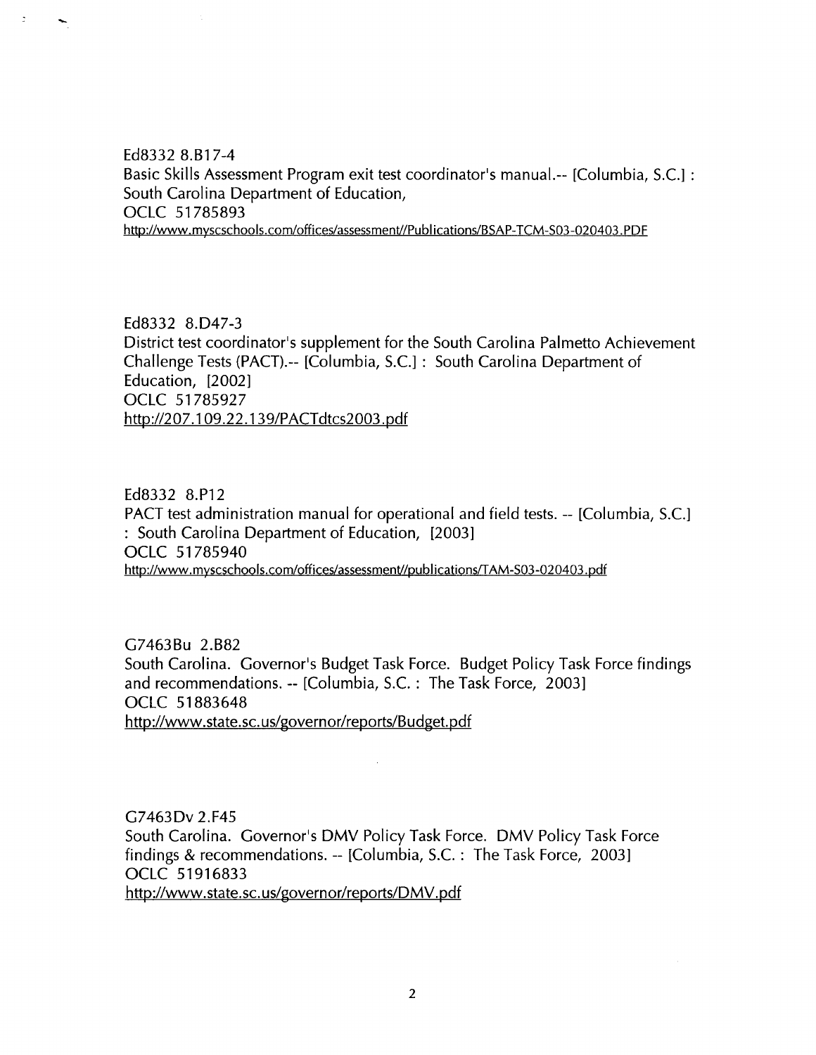Ed8332 8.B17-4
Basic Skills Assessment Program exit test coordinator's manual.-- [Columbia, S.C.] : South Carolina Department of Education,
OCLC 51785893
http://www.myscschools.com/offices/assessment//Publications/BSAP-TCM-S03-020403.PDF

Ed8332 8.D47-3
District test coordinator's supplement for the South Carolina Palmetto Achievement Challenge Tests (PACT).-- [Columbia, S.C.] : South Carolina Department of Education, [2002]
OCLC 51785927
http://207.109.22.139/PACTdtcs2003.pdf

Ed8332 8.P12
PACT test administration manual for operational and field tests. -- [Columbia, S.C.] : South Carolina Department of Education, [2003]
OCLC 51785940
http://www.myscschools.com/offices/assessment//publications/TAM-S03-020403.pdf

G7463Bu 2.B82
South Carolina. Governor's Budget Task Force. Budget Policy Task Force findings and recommendations. -- [Columbia, S.C. : The Task Force, 2003]
OCLC 51883648
http://www.state.sc.us/governor/reports/Budget.pdf

G7463Dv 2.F45
South Carolina. Governor's DMV Policy Task Force. DMV Policy Task Force findings & recommendations. -- [Columbia, S.C. : The Task Force, 2003]
OCLC 51916833
http://www.state.sc.us/governor/reports/DMV.pdf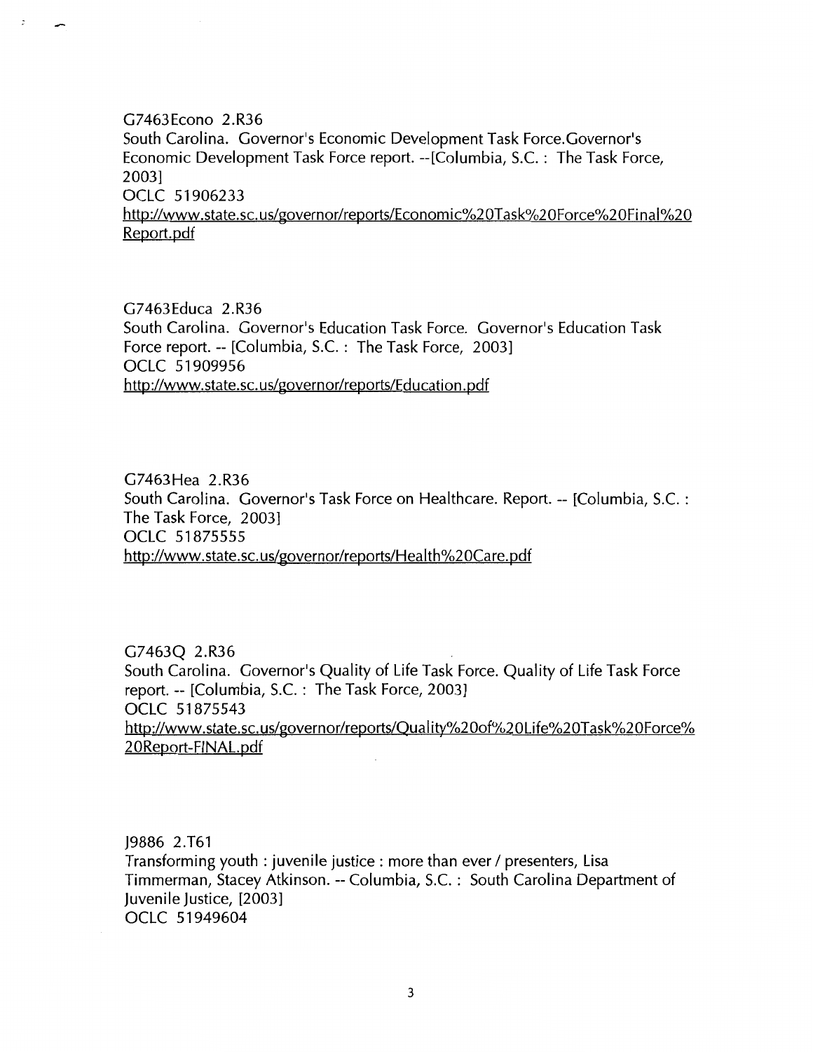G7463Econo 2.R36
South Carolina. Governor's Economic Development Task Force.Governor's Economic Development Task Force report. --[Columbia, S.C. : The Task Force, 2003]
OCLC 51906233
http://www.state.sc.us/governor/reports/Economic%20Task%20Force%20Final%20Report.pdf

G7463Educa 2.R36
South Carolina. Governor's Education Task Force. Governor's Education Task Force report. -- [Columbia, S.C. : The Task Force, 2003]
OCLC 51909956
http://www.state.sc.us/governor/reports/Education.pdf

G7463Hea 2.R36
South Carolina. Governor's Task Force on Healthcare. Report. -- [Columbia, S.C. : The Task Force, 2003]
OCLC 51875555
http://www.state.sc.us/governor/reports/Health%20Care.pdf

G7463Q 2.R36
South Carolina. Governor's Quality of Life Task Force. Quality of Life Task Force report. -- [Columbia, S.C. : The Task Force, 2003]
OCLC 51875543
http://www.state.sc.us/governor/reports/Quality%20of%20Life%20Task%20Force%20Report-FINAL.pdf

J9886 2.T61
Transforming youth : juvenile justice : more than ever / presenters, Lisa Timmerman, Stacey Atkinson. -- Columbia, S.C. : South Carolina Department of Juvenile Justice, [2003]
OCLC 51949604